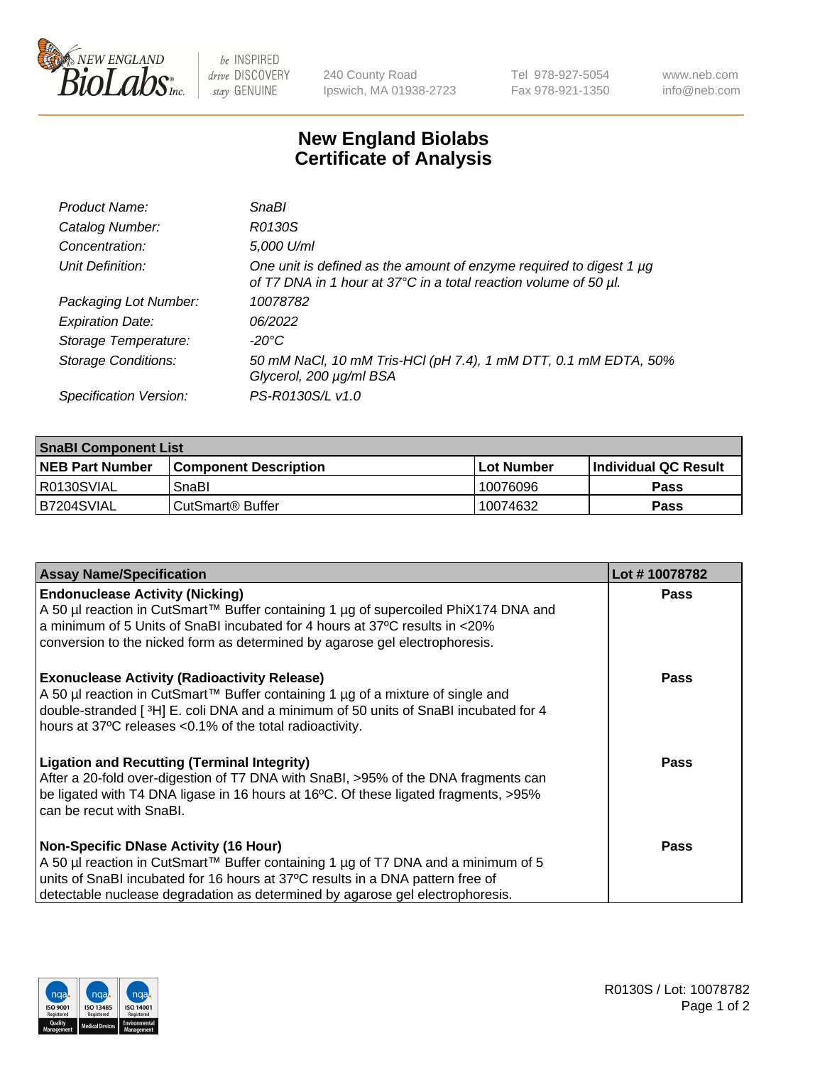# New England Biolabs Certificate of Analysis

| | |
|---|---|
| *Product Name:* | *SnaBI* |
| *Catalog Number:* | *R0130S* |
| *Concentration:* | *5,000 U/ml* |
| *Unit Definition:* | *One unit is defined as the amount of enzyme required to digest 1 µg of T7 DNA in 1 hour at 37°C in a total reaction volume of 50 µl.* |
| *Packaging Lot Number:* | *10078782* |
| *Expiration Date:* | *06/2022* |
| *Storage Temperature:* | *-20°C* |
| *Storage Conditions:* | *50 mM NaCl, 10 mM Tris-HCl (pH 7.4), 1 mM DTT, 0.1 mM EDTA, 50% Glycerol, 200 µg/ml BSA* |
| *Specification Version:* | *PS-R0130S/L v1.0* |

| SnaBI Component List | | | |
|---|---|---|---|
| **NEB Part Number** | **Component Description** | **Lot Number** | **Individual QC Result** |
| R0130SVIAL | SnaBI | 10076096 | **Pass** |
| B7204SVIAL | CutSmart® Buffer | 10074632 | **Pass** |

| Assay Name/Specification | Lot # 10078782 |
|---|---|
| **Endonuclease Activity (Nicking)** A 50 µl reaction in CutSmart™ Buffer containing 1 µg of supercoiled PhiX174 DNA and a minimum of 5 Units of SnaBI incubated for 4 hours at 37ºC results in <20% conversion to the nicked form as determined by agarose gel electrophoresis. | **Pass** |
| **Exonuclease Activity (Radioactivity Release)** A 50 µl reaction in CutSmart™ Buffer containing 1 µg of a mixture of single and double-stranded [ $^{3}$H] E. coli DNA and a minimum of 50 units of SnaBI incubated for 4 hours at 37ºC releases <0.1% of the total radioactivity. | **Pass** |
| **Ligation and Recutting (Terminal Integrity)** After a 20-fold over-digestion of T7 DNA with SnaBI, >95% of the DNA fragments can be ligated with T4 DNA ligase in 16 hours at 16ºC. Of these ligated fragments, >95% can be recut with SnaBI. | **Pass** |
| **Non-Specific DNase Activity (16 Hour)** A 50 µl reaction in CutSmart™ Buffer containing 1 µg of T7 DNA and a minimum of 5 units of SnaBI incubated for 16 hours at 37ºC results in a DNA pattern free of detectable nuclease degradation as determined by agarose gel electrophoresis. | **Pass** |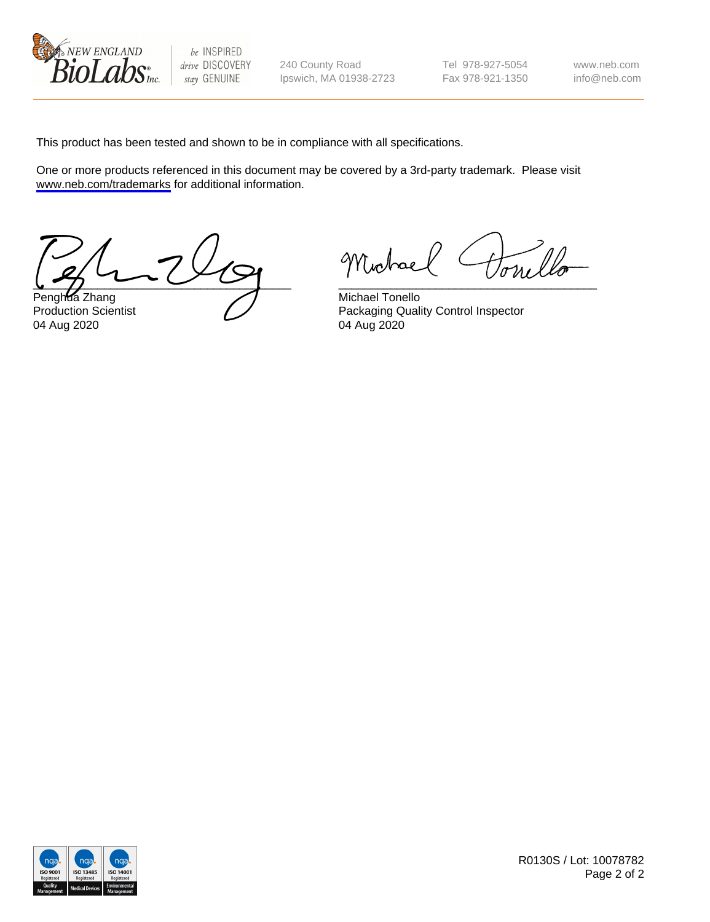This product has been tested and shown to be in compliance with all specifications.

One or more products referenced in this document may be covered by a 3rd-party trademark. Please visit www.neb.com/trademarks for additional information.

Penghua Zhang
Production Scientist
04 Aug 2020

Michael Tonello
Packaging Quality Control Inspector
04 Aug 2020

R0130S / Lot: 10078782